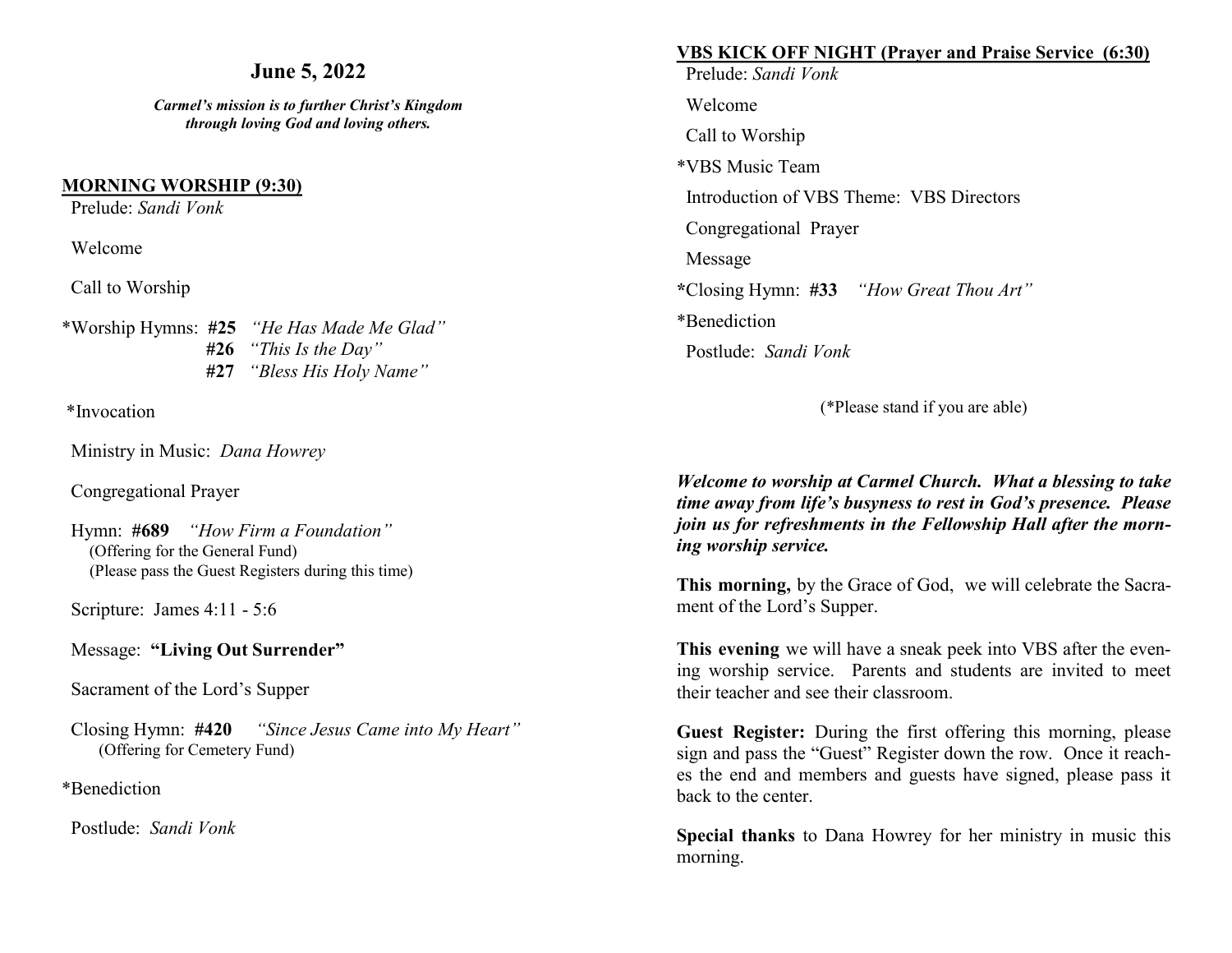## June 5, 2022

***Carmel's mission is to further Christ's Kingdom through loving God and loving others.***

### MORNING WORSHIP (9:30)

Prelude: *Sandi Vonk*

Welcome

Call to Worship

*Worship Hymns: **#25** *"He Has Made Me Glad"*
**#26** *"This Is the Day"*
**#27** *"Bless His Holy Name"*

*Invocation

Ministry in Music: *Dana Howrey*

Congregational Prayer

Hymn: **#689** *"How Firm a Foundation"*
(Offering for the General Fund)
(Please pass the Guest Registers during this time)

Scripture: James 4:11 - 5:6

Message: **"Living Out Surrender"**

Sacrament of the Lord's Supper

Closing Hymn: **#420** *"Since Jesus Came into My Heart"*
(Offering for Cemetery Fund)

*Benediction

Postlude: *Sandi Vonk*

### VBS KICK OFF NIGHT (Prayer and Praise Service (6:30)

Prelude: *Sandi Vonk*

Welcome

Call to Worship

*VBS Music Team

Introduction of VBS Theme: VBS Directors

Congregational Prayer

Message

*Closing Hymn: **#33** *"How Great Thou Art"*

*Benediction

Postlude: *Sandi Vonk*

(*Please stand if you are able)

***Welcome to worship at Carmel Church. What a blessing to take time away from life's busyness to rest in God's presence. Please join us for refreshments in the Fellowship Hall after the morning worship service.***

**This morning,** by the Grace of God, we will celebrate the Sacrament of the Lord's Supper.

**This evening** we will have a sneak peek into VBS after the evening worship service. Parents and students are invited to meet their teacher and see their classroom.

**Guest Register:** During the first offering this morning, please sign and pass the "Guest" Register down the row. Once it reaches the end and members and guests have signed, please pass it back to the center.

**Special thanks** to Dana Howrey for her ministry in music this morning.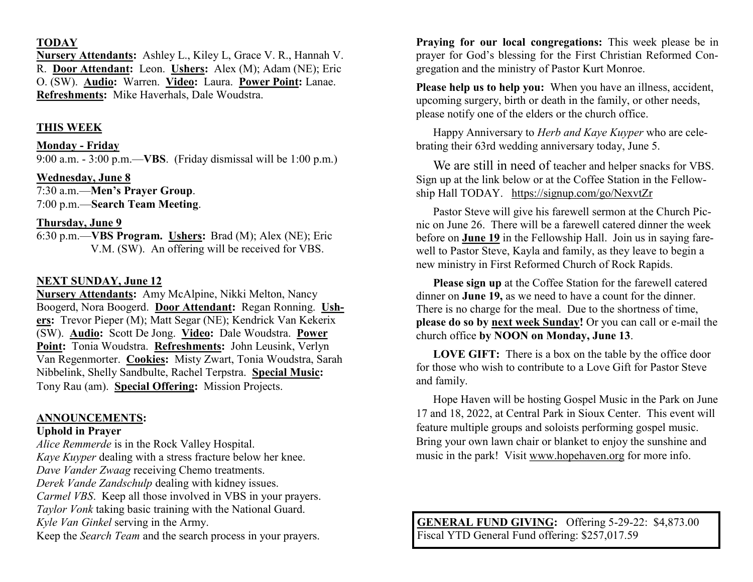## TODAY

**Nursery Attendants:** Ashley L., Kiley L, Grace V. R., Hannah V. R. **Door Attendant:** Leon. **Ushers:** Alex (M); Adam (NE); Eric O. (SW). **Audio:** Warren. **Video:** Laura. **Power Point:** Lanae. **Refreshments:** Mike Haverhals, Dale Woudstra.

## THIS WEEK

**Monday - Friday**
9:00 a.m. - 3:00 p.m.—**VBS**. (Friday dismissal will be 1:00 p.m.)

**Wednesday, June 8**
7:30 a.m.—**Men's Prayer Group**.
7:00 p.m.—**Search Team Meeting**.

**Thursday, June 9**
6:30 p.m.—**VBS Program. Ushers:** Brad (M); Alex (NE); Eric V.M. (SW). An offering will be received for VBS.

## NEXT SUNDAY, June 12

**Nursery Attendants:** Amy McAlpine, Nikki Melton, Nancy Boogerd, Nora Boogerd. **Door Attendant:** Regan Ronning. **Ushers:** Trevor Pieper (M); Matt Segar (NE); Kendrick Van Kekerix (SW). **Audio:** Scott De Jong. **Video:** Dale Woudstra. **Power Point:** Tonia Woudstra. **Refreshments:** John Leusink, Verlyn Van Regenmorter. **Cookies:** Misty Zwart, Tonia Woudstra, Sarah Nibbelink, Shelly Sandbulte, Rachel Terpstra. **Special Music:** Tony Rau (am). **Special Offering:** Mission Projects.

## ANNOUNCEMENTS:

**Uphold in Prayer**

*Alice Remmerde* is in the Rock Valley Hospital.
*Kaye Kuyper* dealing with a stress fracture below her knee.
*Dave Vander Zwaag* receiving Chemo treatments.
*Derek Vande Zandschulp* dealing with kidney issues.
*Carmel VBS*. Keep all those involved in VBS in your prayers.
*Taylor Vonk* taking basic training with the National Guard.
*Kyle Van Ginkel* serving in the Army.
Keep the *Search Team* and the search process in your prayers.

**Praying for our local congregations:** This week please be in prayer for God's blessing for the First Christian Reformed Congregation and the ministry of Pastor Kurt Monroe.

**Please help us to help you:** When you have an illness, accident, upcoming surgery, birth or death in the family, or other needs, please notify one of the elders or the church office.

Happy Anniversary to *Herb and Kaye Kuyper* who are celebrating their 63rd wedding anniversary today, June 5.

We are still in need of teacher and helper snacks for VBS. Sign up at the link below or at the Coffee Station in the Fellowship Hall TODAY. https://signup.com/go/NexvtZr

Pastor Steve will give his farewell sermon at the Church Picnic on June 26. There will be a farewell catered dinner the week before on **June 19** in the Fellowship Hall. Join us in saying farewell to Pastor Steve, Kayla and family, as they leave to begin a new ministry in First Reformed Church of Rock Rapids.

**Please sign up** at the Coffee Station for the farewell catered dinner on **June 19,** as we need to have a count for the dinner. There is no charge for the meal. Due to the shortness of time, **please do so by next week Sunday!** Or you can call or e-mail the church office **by NOON on Monday, June 13**.

**LOVE GIFT:** There is a box on the table by the office door for those who wish to contribute to a Love Gift for Pastor Steve and family.

Hope Haven will be hosting Gospel Music in the Park on June 17 and 18, 2022, at Central Park in Sioux Center. This event will feature multiple groups and soloists performing gospel music. Bring your own lawn chair or blanket to enjoy the sunshine and music in the park! Visit www.hopehaven.org for more info.

**GENERAL FUND GIVING:** Offering 5-29-22: $4,873.00
Fiscal YTD General Fund offering: $257,017.59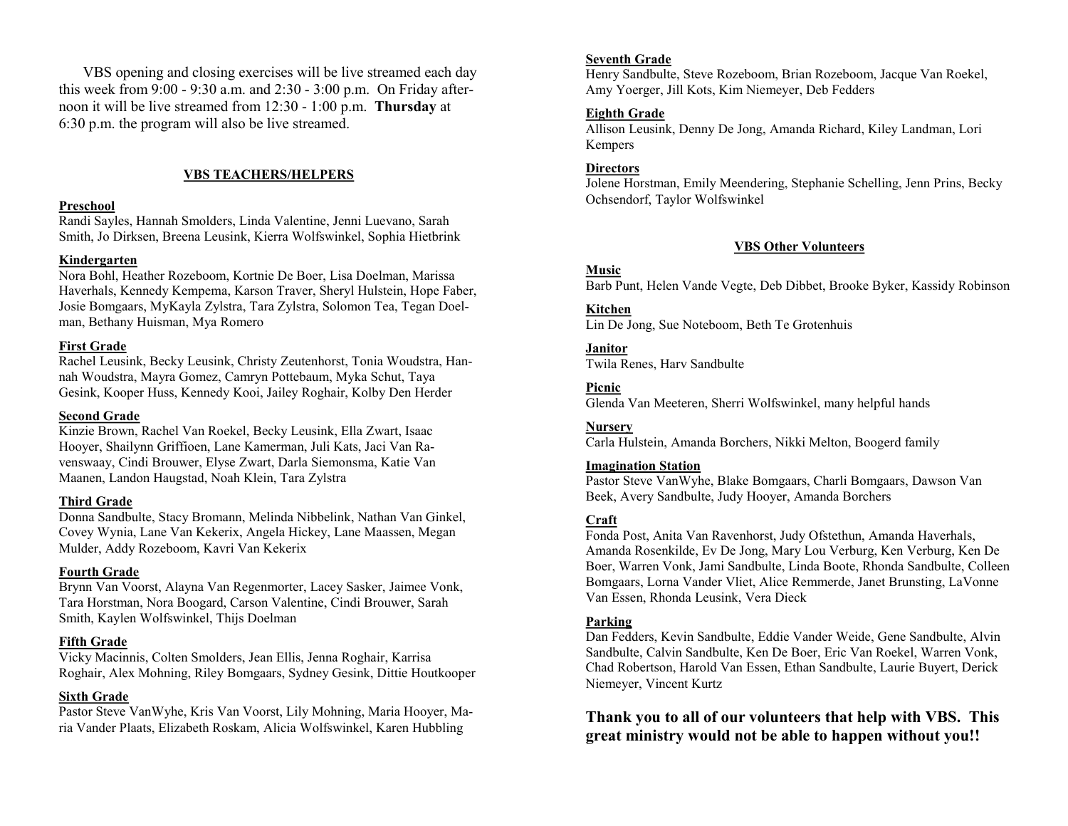VBS opening and closing exercises will be live streamed each day this week from 9:00 - 9:30 a.m. and 2:30 - 3:00 p.m. On Friday afternoon it will be live streamed from 12:30 - 1:00 p.m. **Thursday** at 6:30 p.m. the program will also be live streamed.

## VBS TEACHERS/HELPERS

**Preschool**
Randi Sayles, Hannah Smolders, Linda Valentine, Jenni Luevano, Sarah Smith, Jo Dirksen, Breena Leusink, Kierra Wolfswinkel, Sophia Hietbrink

**Kindergarten**
Nora Bohl, Heather Rozeboom, Kortnie De Boer, Lisa Doelman, Marissa Haverhals, Kennedy Kempema, Karson Traver, Sheryl Hulstein, Hope Faber, Josie Bomgaars, MyKayla Zylstra, Tara Zylstra, Solomon Tea, Tegan Doelman, Bethany Huisman, Mya Romero

**First Grade**
Rachel Leusink, Becky Leusink, Christy Zeutenhorst, Tonia Woudstra, Hannah Woudstra, Mayra Gomez, Camryn Pottebaum, Myka Schut, Taya Gesink, Kooper Huss, Kennedy Kooi, Jailey Roghair, Kolby Den Herder

**Second Grade**
Kinzie Brown, Rachel Van Roekel, Becky Leusink, Ella Zwart, Isaac Hooyer, Shailynn Griffioen, Lane Kamerman, Juli Kats, Jaci Van Ravenswaay, Cindi Brouwer, Elyse Zwart, Darla Siemonsma, Katie Van Maanen, Landon Haugstad, Noah Klein, Tara Zylstra

**Third Grade**
Donna Sandbulte, Stacy Bromann, Melinda Nibbelink, Nathan Van Ginkel, Covey Wynia, Lane Van Kekerix, Angela Hickey, Lane Maassen, Megan Mulder, Addy Rozeboom, Kavri Van Kekerix

**Fourth Grade**
Brynn Van Voorst, Alayna Van Regenmorter, Lacey Sasker, Jaimee Vonk, Tara Horstman, Nora Boogard, Carson Valentine, Cindi Brouwer, Sarah Smith, Kaylen Wolfswinkel, Thijs Doelman

**Fifth Grade**
Vicky Macinnis, Colten Smolders, Jean Ellis, Jenna Roghair, Karrisa Roghair, Alex Mohning, Riley Bomgaars, Sydney Gesink, Dittie Houtkooper

**Sixth Grade**
Pastor Steve VanWyhe, Kris Van Voorst, Lily Mohning, Maria Hooyer, Maria Vander Plaats, Elizabeth Roskam, Alicia Wolfswinkel, Karen Hubbling

**Seventh Grade**
Henry Sandbulte, Steve Rozeboom, Brian Rozeboom, Jacque Van Roekel, Amy Yoerger, Jill Kots, Kim Niemeyer, Deb Fedders

**Eighth Grade**
Allison Leusink, Denny De Jong, Amanda Richard, Kiley Landman, Lori Kempers

**Directors**
Jolene Horstman, Emily Meendering, Stephanie Schelling, Jenn Prins, Becky Ochsendorf, Taylor Wolfswinkel

## VBS Other Volunteers

**Music**
Barb Punt, Helen Vande Vegte, Deb Dibbet, Brooke Byker, Kassidy Robinson

**Kitchen**
Lin De Jong, Sue Noteboom, Beth Te Grotenhuis

**Janitor**
Twila Renes, Harv Sandbulte

**Picnic**
Glenda Van Meeteren, Sherri Wolfswinkel, many helpful hands

**Nursery**
Carla Hulstein, Amanda Borchers, Nikki Melton, Boogerd family

**Imagination Station**
Pastor Steve VanWyhe, Blake Bomgaars, Charli Bomgaars, Dawson Van Beek, Avery Sandbulte, Judy Hooyer, Amanda Borchers

**Craft**
Fonda Post, Anita Van Ravenhorst, Judy Ofstethun, Amanda Haverhals, Amanda Rosenkilde, Ev De Jong, Mary Lou Verburg, Ken Verburg, Ken De Boer, Warren Vonk, Jami Sandbulte, Linda Boote, Rhonda Sandbulte, Colleen Bomgaars, Lorna Vander Vliet, Alice Remmerde, Janet Brunsting, LaVonne Van Essen, Rhonda Leusink, Vera Dieck

**Parking**
Dan Fedders, Kevin Sandbulte, Eddie Vander Weide, Gene Sandbulte, Alvin Sandbulte, Calvin Sandbulte, Ken De Boer, Eric Van Roekel, Warren Vonk, Chad Robertson, Harold Van Essen, Ethan Sandbulte, Laurie Buyert, Derick Niemeyer, Vincent Kurtz

**Thank you to all of our volunteers that help with VBS. This great ministry would not be able to happen without you!!**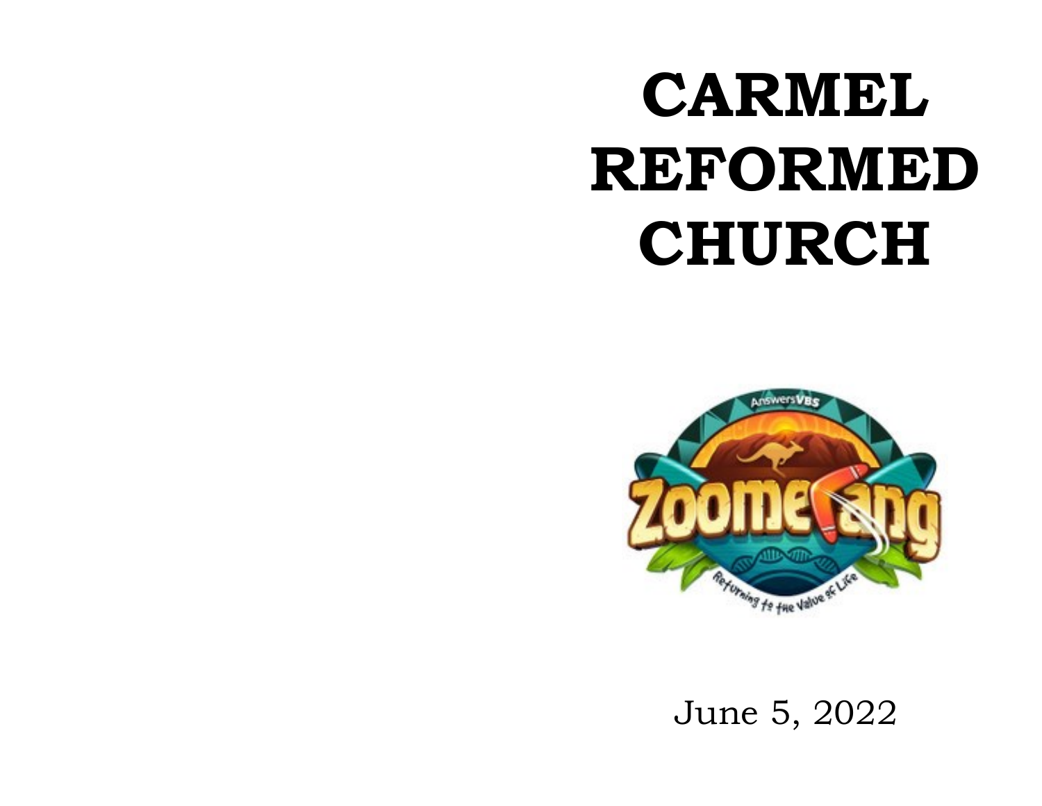# CARMEL REFORMED CHURCH

June 5, 2022